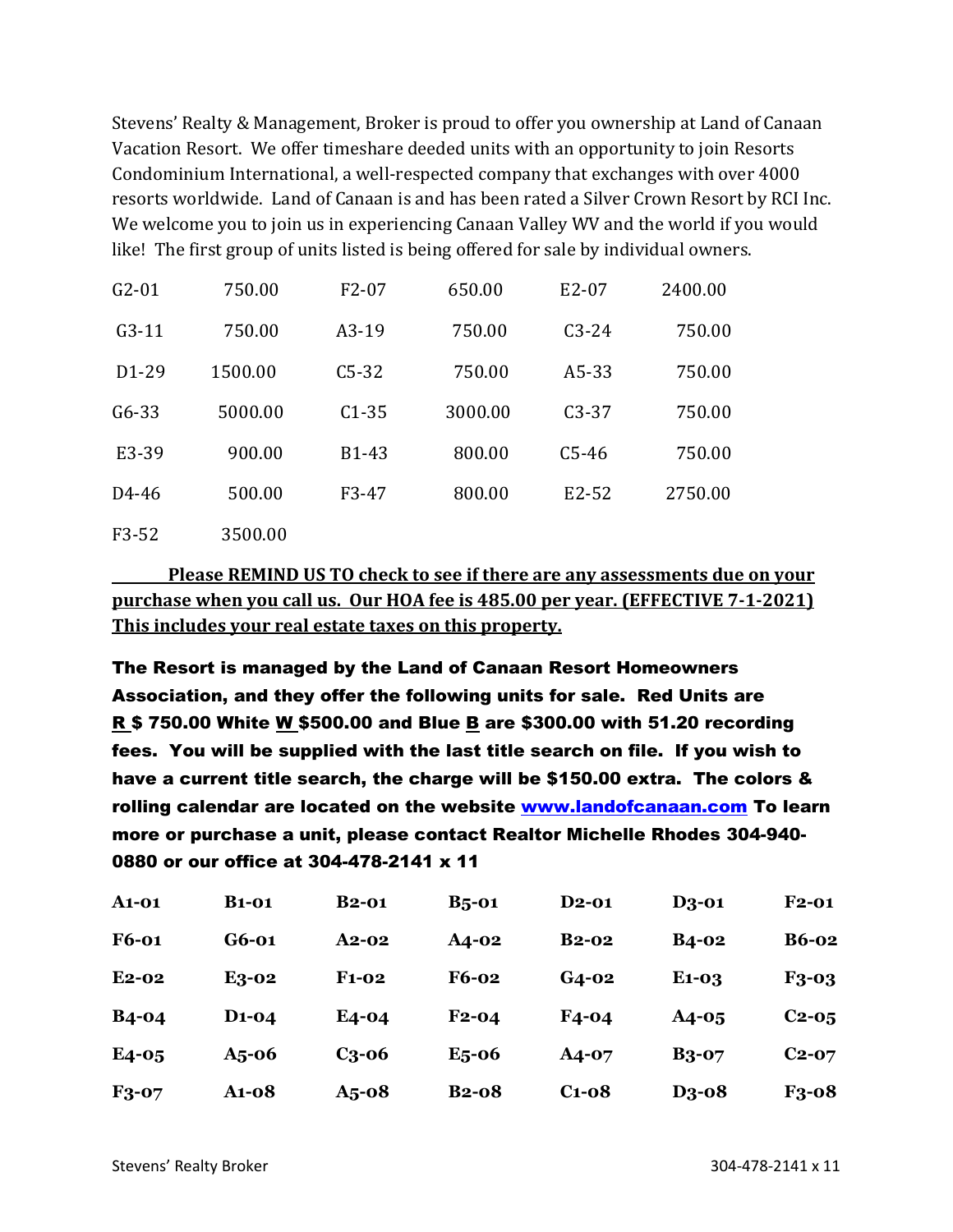Stevens' Realty & Management, Broker is proud to offer you ownership at Land of Canaan Vacation Resort. We offer timeshare deeded units with an opportunity to join Resorts Condominium International, a well-respected company that exchanges with over 4000 resorts worldwide. Land of Canaan is and has been rated a Silver Crown Resort by RCI Inc. We welcome you to join us in experiencing Canaan Valley WV and the world if you would like! The first group of units listed is being offered for sale by individual owners.

| | | | | | |
|---|---|---|---|---|---|
| G2-01 | 750.00 | F2-07 | 650.00 | E2-07 | 2400.00 |
| G3-11 | 750.00 | A3-19 | 750.00 | C3-24 | 750.00 |
| D1-29 | 1500.00 | C5-32 | 750.00 | A5-33 | 750.00 |
| G6-33 | 5000.00 | C1-35 | 3000.00 | C3-37 | 750.00 |
| E3-39 | 900.00 | B1-43 | 800.00 | C5-46 | 750.00 |
| D4-46 | 500.00 | F3-47 | 800.00 | E2-52 | 2750.00 |
| F3-52 | 3500.00 | | | | |

**<u>Please REMIND US TO check to see if there are any assessments due on your purchase when you call us. Our HOA fee is 485.00 per year. (EFFECTIVE 7-1-2021) This includes your real estate taxes on this property.</u>**

**The Resort is managed by the Land of Canaan Resort Homeowners Association, and they offer the following units for sale. Red Units are <u>R</u> $ 750.00 White <u>W</u> $500.00 and Blue <u>B</u> are $300.00 with 51.20 recording fees. You will be supplied with the last title search on file. If you wish to have a current title search, the charge will be $150.00 extra. The colors & rolling calendar are located on the website [www.landofcanaan.com](http://www.landofcanaan.com) To learn more or purchase a unit, please contact Realtor Michelle Rhodes 304-940-0880 or our office at 304-478-2141 x 11**

| | | | | | | |
|---|---|---|---|---|---|---|
| **A1-01** | **B1-01** | **B2-01** | **B5-01** | **D2-01** | **D3-01** | **F2-01** |
| **F6-01** | **G6-01** | **A2-02** | **A4-02** | **B2-02** | **B4-02** | **B6-02** |
| **E2-02** | **E3-02** | **F1-02** | **F6-02** | **G4-02** | **E1-03** | **F3-03** |
| **B4-04** | **D1-04** | **E4-04** | **F2-04** | **F4-04** | **A4-05** | **C2-05** |
| **E4-05** | **A5-06** | **C3-06** | **E5-06** | **A4-07** | **B3-07** | **C2-07** |
| **F3-07** | **A1-08** | **A5-08** | **B2-08** | **C1-08** | **D3-08** | **F3-08** |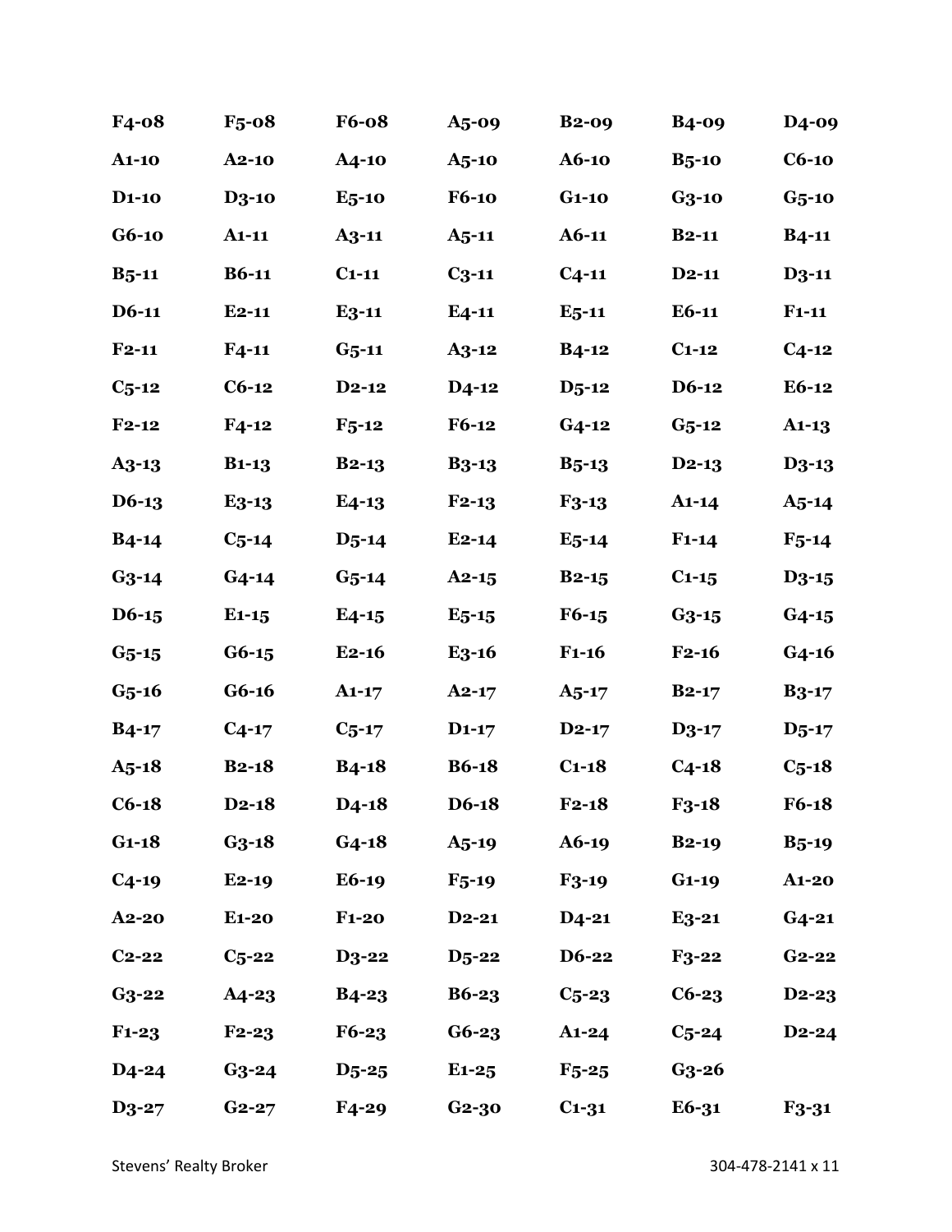| | | | | | | |
|---|---|---|---|---|---|---|
| F4-08 | F5-08 | F6-08 | A5-09 | B2-09 | B4-09 | D4-09 |
| A1-10 | A2-10 | A4-10 | A5-10 | A6-10 | B5-10 | C6-10 |
| D1-10 | D3-10 | E5-10 | F6-10 | G1-10 | G3-10 | G5-10 |
| G6-10 | A1-11 | A3-11 | A5-11 | A6-11 | B2-11 | B4-11 |
| B5-11 | B6-11 | C1-11 | C3-11 | C4-11 | D2-11 | D3-11 |
| D6-11 | E2-11 | E3-11 | E4-11 | E5-11 | E6-11 | F1-11 |
| F2-11 | F4-11 | G5-11 | A3-12 | B4-12 | C1-12 | C4-12 |
| C5-12 | C6-12 | D2-12 | D4-12 | D5-12 | D6-12 | E6-12 |
| F2-12 | F4-12 | F5-12 | F6-12 | G4-12 | G5-12 | A1-13 |
| A3-13 | B1-13 | B2-13 | B3-13 | B5-13 | D2-13 | D3-13 |
| D6-13 | E3-13 | E4-13 | F2-13 | F3-13 | A1-14 | A5-14 |
| B4-14 | C5-14 | D5-14 | E2-14 | E5-14 | F1-14 | F5-14 |
| G3-14 | G4-14 | G5-14 | A2-15 | B2-15 | C1-15 | D3-15 |
| D6-15 | E1-15 | E4-15 | E5-15 | F6-15 | G3-15 | G4-15 |
| G5-15 | G6-15 | E2-16 | E3-16 | F1-16 | F2-16 | G4-16 |
| G5-16 | G6-16 | A1-17 | A2-17 | A5-17 | B2-17 | B3-17 |
| B4-17 | C4-17 | C5-17 | D1-17 | D2-17 | D3-17 | D5-17 |
| A5-18 | B2-18 | B4-18 | B6-18 | C1-18 | C4-18 | C5-18 |
| C6-18 | D2-18 | D4-18 | D6-18 | F2-18 | F3-18 | F6-18 |
| G1-18 | G3-18 | G4-18 | A5-19 | A6-19 | B2-19 | B5-19 |
| C4-19 | E2-19 | E6-19 | F5-19 | F3-19 | G1-19 | A1-20 |
| A2-20 | E1-20 | F1-20 | D2-21 | D4-21 | E3-21 | G4-21 |
| C2-22 | C5-22 | D3-22 | D5-22 | D6-22 | F3-22 | G2-22 |
| G3-22 | A4-23 | B4-23 | B6-23 | C5-23 | C6-23 | D2-23 |
| F1-23 | F2-23 | F6-23 | G6-23 | A1-24 | C5-24 | D2-24 |
| D4-24 | G3-24 | D5-25 | E1-25 | F5-25 | G3-26 | |
| D3-27 | G2-27 | F4-29 | G2-30 | C1-31 | E6-31 | F3-31 |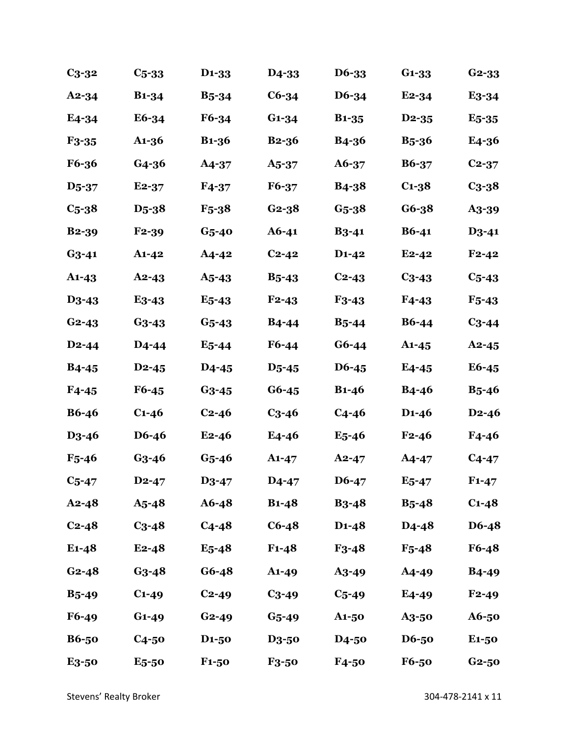| | | | | | | |
|---|---|---|---|---|---|---|
| **C3-32** | **C5-33** | **D1-33** | **D4-33** | **D6-33** | **G1-33** | **G2-33** |
| **A2-34** | **B1-34** | **B5-34** | **C6-34** | **D6-34** | **E2-34** | **E3-34** |
| **E4-34** | **E6-34** | **F6-34** | **G1-34** | **B1-35** | **D2-35** | **E5-35** |
| **F3-35** | **A1-36** | **B1-36** | **B2-36** | **B4-36** | **B5-36** | **E4-36** |
| **F6-36** | **G4-36** | **A4-37** | **A5-37** | **A6-37** | **B6-37** | **C2-37** |
| **D5-37** | **E2-37** | **F4-37** | **F6-37** | **B4-38** | **C1-38** | **C3-38** |
| **C5-38** | **D5-38** | **F5-38** | **G2-38** | **G5-38** | **G6-38** | **A3-39** |
| **B2-39** | **F2-39** | **G5-40** | **A6-41** | **B3-41** | **B6-41** | **D3-41** |
| **G3-41** | **A1-42** | **A4-42** | **C2-42** | **D1-42** | **E2-42** | **F2-42** |
| **A1-43** | **A2-43** | **A5-43** | **B5-43** | **C2-43** | **C3-43** | **C5-43** |
| **D3-43** | **E3-43** | **E5-43** | **F2-43** | **F3-43** | **F4-43** | **F5-43** |
| **G2-43** | **G3-43** | **G5-43** | **B4-44** | **B5-44** | **B6-44** | **C3-44** |
| **D2-44** | **D4-44** | **E5-44** | **F6-44** | **G6-44** | **A1-45** | **A2-45** |
| **B4-45** | **D2-45** | **D4-45** | **D5-45** | **D6-45** | **E4-45** | **E6-45** |
| **F4-45** | **F6-45** | **G3-45** | **G6-45** | **B1-46** | **B4-46** | **B5-46** |
| **B6-46** | **C1-46** | **C2-46** | **C3-46** | **C4-46** | **D1-46** | **D2-46** |
| **D3-46** | **D6-46** | **E2-46** | **E4-46** | **E5-46** | **F2-46** | **F4-46** |
| **F5-46** | **G3-46** | **G5-46** | **A1-47** | **A2-47** | **A4-47** | **C4-47** |
| **C5-47** | **D2-47** | **D3-47** | **D4-47** | **D6-47** | **E5-47** | **F1-47** |
| **A2-48** | **A5-48** | **A6-48** | **B1-48** | **B3-48** | **B5-48** | **C1-48** |
| **C2-48** | **C3-48** | **C4-48** | **C6-48** | **D1-48** | **D4-48** | **D6-48** |
| **E1-48** | **E2-48** | **E5-48** | **F1-48** | **F3-48** | **F5-48** | **F6-48** |
| **G2-48** | **G3-48** | **G6-48** | **A1-49** | **A3-49** | **A4-49** | **B4-49** |
| **B5-49** | **C1-49** | **C2-49** | **C3-49** | **C5-49** | **E4-49** | **F2-49** |
| **F6-49** | **G1-49** | **G2-49** | **G5-49** | **A1-50** | **A3-50** | **A6-50** |
| **B6-50** | **C4-50** | **D1-50** | **D3-50** | **D4-50** | **D6-50** | **E1-50** |
| **E3-50** | **E5-50** | **F1-50** | **F3-50** | **F4-50** | **F6-50** | **G2-50** |

Stevens' Realty Broker 304-478-2141 x 11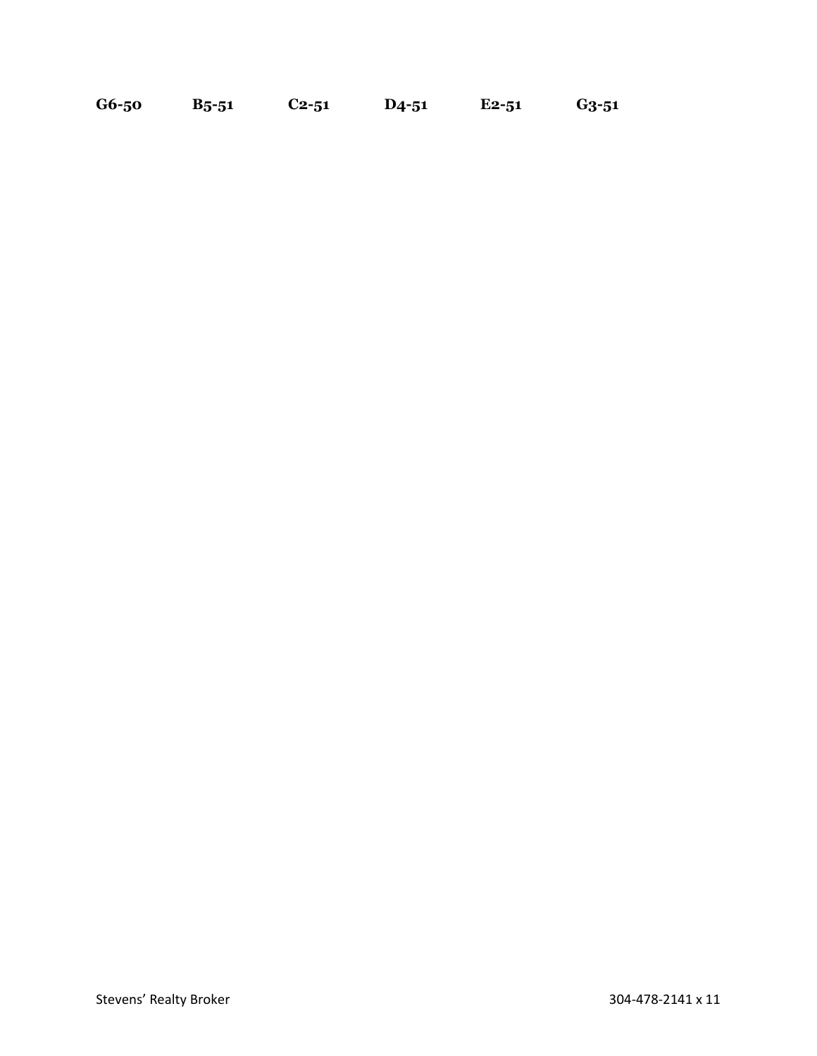**G6-50 B5-51 C2-51 D4-51 E2-51 G3-51**